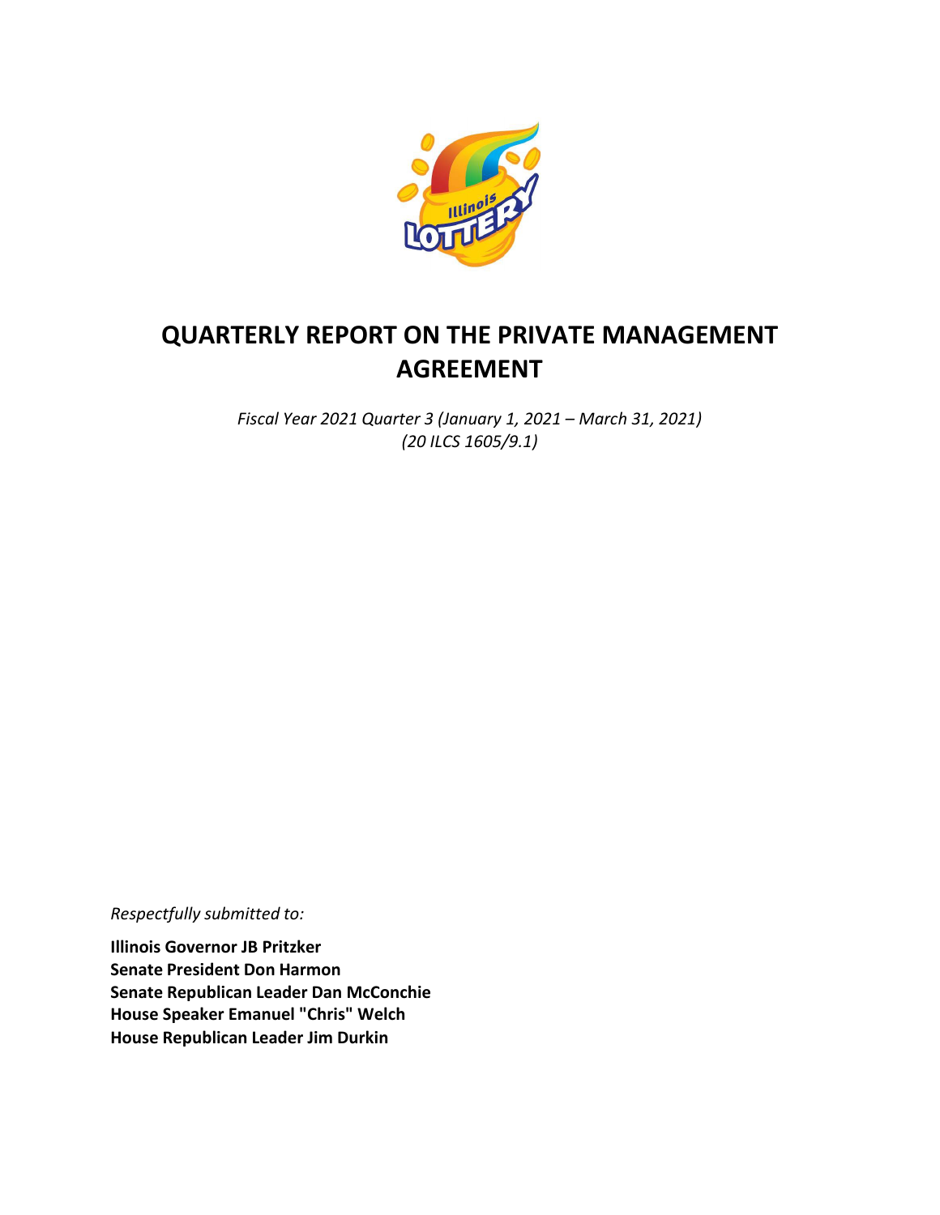# QUARTERLY REPORT ON THE PRIVATE MANAGEMENT AGREEMENT

*Fiscal Year 2021 Quarter 3 (January 1, 2021 – March 31, 2021)*
*(20 ILCS 1605/9.1)*

*Respectfully submitted to:*

**Illinois Governor JB Pritzker**
**Senate President Don Harmon**
**Senate Republican Leader Dan McConchie**
**House Speaker Emanuel "Chris" Welch**
**House Republican Leader Jim Durkin**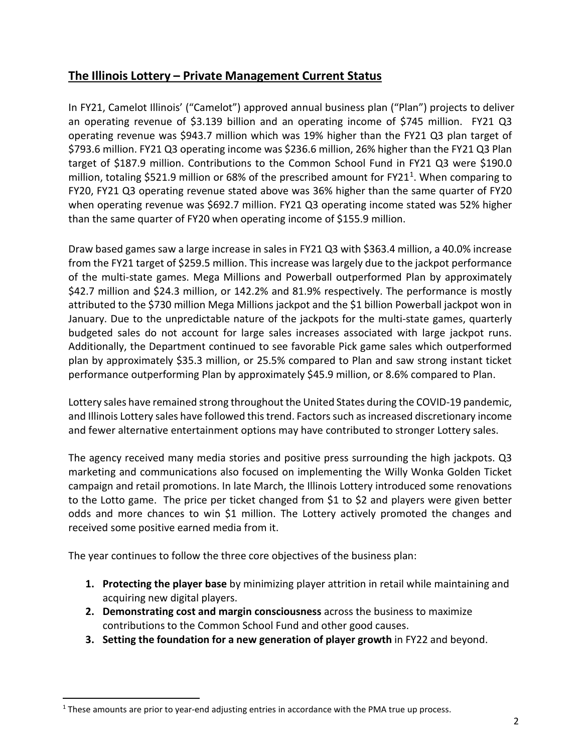## The Illinois Lottery – Private Management Current Status

In FY21, Camelot Illinois' ("Camelot") approved annual business plan ("Plan") projects to deliver an operating revenue of $3.139 billion and an operating income of $745 million. FY21 Q3 operating revenue was $943.7 million which was 19% higher than the FY21 Q3 plan target of $793.6 million. FY21 Q3 operating income was $236.6 million, 26% higher than the FY21 Q3 Plan target of $187.9 million. Contributions to the Common School Fund in FY21 Q3 were $190.0 million, totaling $521.9 million or 68% of the prescribed amount for FY21[1]. When comparing to FY20, FY21 Q3 operating revenue stated above was 36% higher than the same quarter of FY20 when operating revenue was $692.7 million. FY21 Q3 operating income stated was 52% higher than the same quarter of FY20 when operating income of $155.9 million.

Draw based games saw a large increase in sales in FY21 Q3 with $363.4 million, a 40.0% increase from the FY21 target of $259.5 million. This increase was largely due to the jackpot performance of the multi-state games. Mega Millions and Powerball outperformed Plan by approximately $42.7 million and $24.3 million, or 142.2% and 81.9% respectively. The performance is mostly attributed to the $730 million Mega Millions jackpot and the $1 billion Powerball jackpot won in January. Due to the unpredictable nature of the jackpots for the multi-state games, quarterly budgeted sales do not account for large sales increases associated with large jackpot runs. Additionally, the Department continued to see favorable Pick game sales which outperformed plan by approximately $35.3 million, or 25.5% compared to Plan and saw strong instant ticket performance outperforming Plan by approximately $45.9 million, or 8.6% compared to Plan.

Lottery sales have remained strong throughout the United States during the COVID-19 pandemic, and Illinois Lottery sales have followed this trend. Factors such as increased discretionary income and fewer alternative entertainment options may have contributed to stronger Lottery sales.

The agency received many media stories and positive press surrounding the high jackpots. Q3 marketing and communications also focused on implementing the Willy Wonka Golden Ticket campaign and retail promotions. In late March, the Illinois Lottery introduced some renovations to the Lotto game. The price per ticket changed from $1 to $2 and players were given better odds and more chances to win $1 million. The Lottery actively promoted the changes and received some positive earned media from it.

The year continues to follow the three core objectives of the business plan:

1. **Protecting the player base** by minimizing player attrition in retail while maintaining and acquiring new digital players.
2. **Demonstrating cost and margin consciousness** across the business to maximize contributions to the Common School Fund and other good causes.
3. **Setting the foundation for a new generation of player growth** in FY22 and beyond.

---

[1] These amounts are prior to year-end adjusting entries in accordance with the PMA true up process.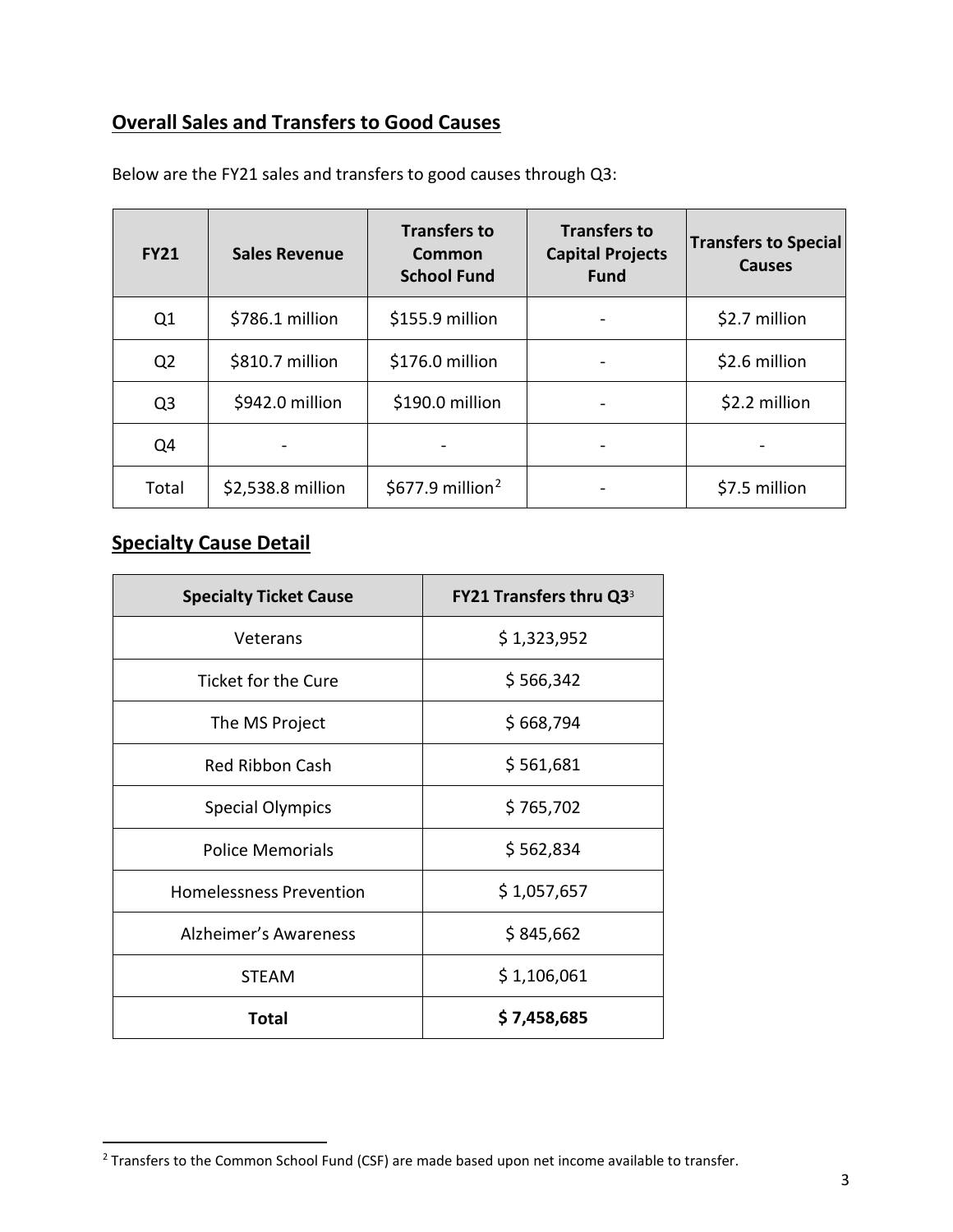## Overall Sales and Transfers to Good Causes

Below are the FY21 sales and transfers to good causes through Q3:

| FY21 | Sales Revenue | Transfers to Common School Fund | Transfers to Capital Projects Fund | Transfers to Special Causes |
|---|---|---|---|---|
| Q1 | $786.1 million | $155.9 million | - | $2.7 million |
| Q2 | $810.7 million | $176.0 million | - | $2.6 million |
| Q3 | $942.0 million | $190.0 million | - | $2.2 million |
| Q4 | - | - | - | - |
| Total | $2,538.8 million | $677.9 million[2] | - | $7.5 million |

## Specialty Cause Detail

| Specialty Ticket Cause | FY21 Transfers thru Q3[3] |
|---|---|
| Veterans | $ 1,323,952 |
| Ticket for the Cure | $ 566,342 |
| The MS Project | $ 668,794 |
| Red Ribbon Cash | $ 561,681 |
| Special Olympics | $ 765,702 |
| Police Memorials | $ 562,834 |
| Homelessness Prevention | $ 1,057,657 |
| Alzheimer's Awareness | $ 845,662 |
| STEAM | $ 1,106,061 |
| **Total** | **$ 7,458,685** |

[2] Transfers to the Common School Fund (CSF) are made based upon net income available to transfer.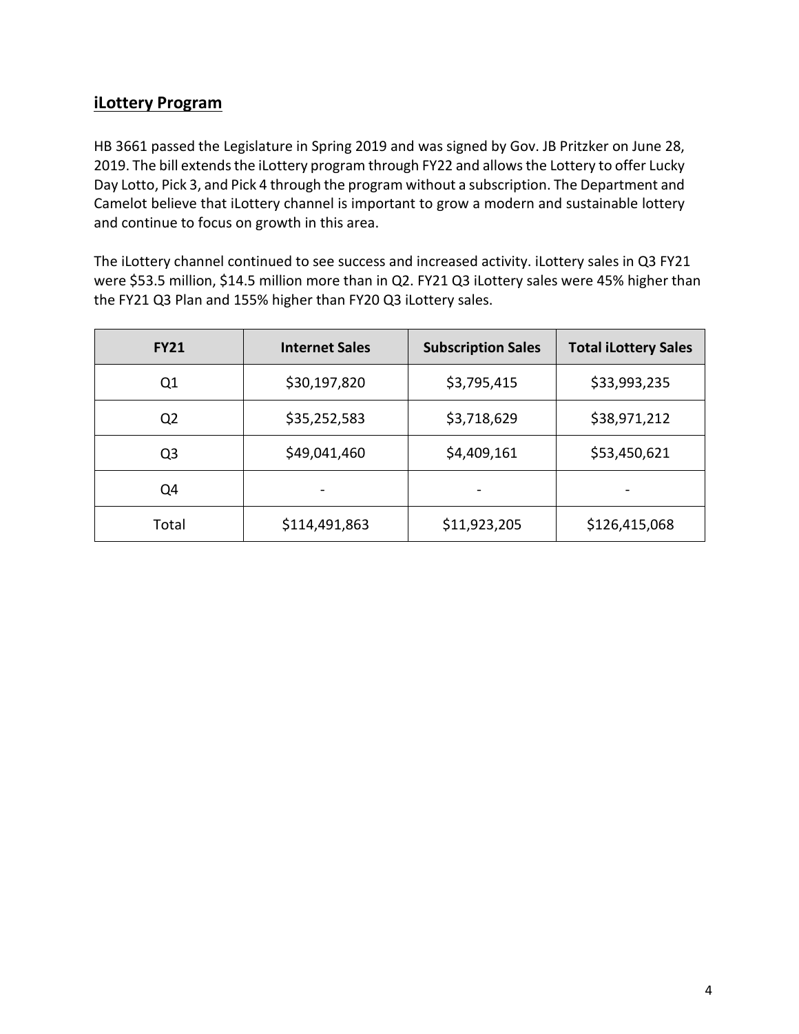## iLottery Program

HB 3661 passed the Legislature in Spring 2019 and was signed by Gov. JB Pritzker on June 28, 2019. The bill extends the iLottery program through FY22 and allows the Lottery to offer Lucky Day Lotto, Pick 3, and Pick 4 through the program without a subscription. The Department and Camelot believe that iLottery channel is important to grow a modern and sustainable lottery and continue to focus on growth in this area.

The iLottery channel continued to see success and increased activity. iLottery sales in Q3 FY21 were $53.5 million, $14.5 million more than in Q2. FY21 Q3 iLottery sales were 45% higher than the FY21 Q3 Plan and 155% higher than FY20 Q3 iLottery sales.

| FY21 | Internet Sales | Subscription Sales | Total iLottery Sales |
|---|---|---|---|
| Q1 | $30,197,820 | $3,795,415 | $33,993,235 |
| Q2 | $35,252,583 | $3,718,629 | $38,971,212 |
| Q3 | $49,041,460 | $4,409,161 | $53,450,621 |
| Q4 | - | - | - |
| Total | $114,491,863 | $11,923,205 | $126,415,068 |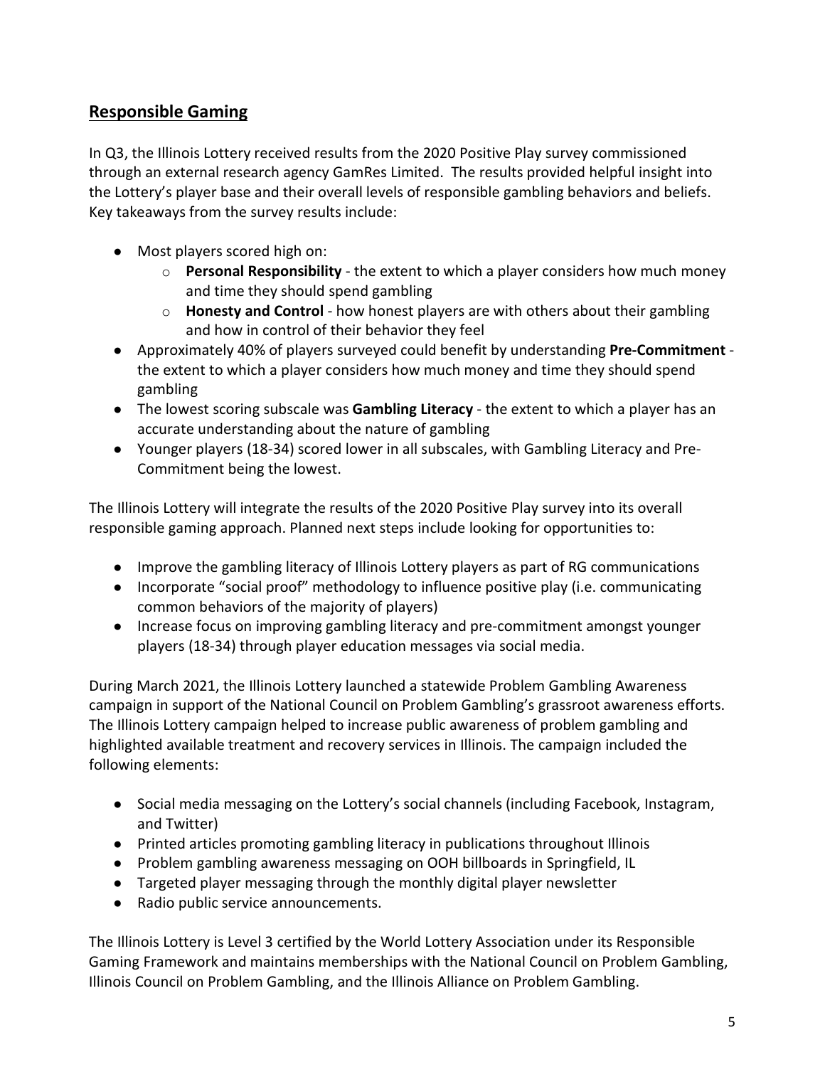## Responsible Gaming

In Q3, the Illinois Lottery received results from the 2020 Positive Play survey commissioned through an external research agency GamRes Limited. The results provided helpful insight into the Lottery's player base and their overall levels of responsible gambling behaviors and beliefs. Key takeaways from the survey results include:

- Most players scored high on:
  - **Personal Responsibility** - the extent to which a player considers how much money and time they should spend gambling
  - **Honesty and Control** - how honest players are with others about their gambling and how in control of their behavior they feel
- Approximately 40% of players surveyed could benefit by understanding **Pre-Commitment** - the extent to which a player considers how much money and time they should spend gambling
- The lowest scoring subscale was **Gambling Literacy** - the extent to which a player has an accurate understanding about the nature of gambling
- Younger players (18-34) scored lower in all subscales, with Gambling Literacy and Pre-Commitment being the lowest.

The Illinois Lottery will integrate the results of the 2020 Positive Play survey into its overall responsible gaming approach. Planned next steps include looking for opportunities to:

- Improve the gambling literacy of Illinois Lottery players as part of RG communications
- Incorporate "social proof" methodology to influence positive play (i.e. communicating common behaviors of the majority of players)
- Increase focus on improving gambling literacy and pre-commitment amongst younger players (18-34) through player education messages via social media.

During March 2021, the Illinois Lottery launched a statewide Problem Gambling Awareness campaign in support of the National Council on Problem Gambling's grassroot awareness efforts. The Illinois Lottery campaign helped to increase public awareness of problem gambling and highlighted available treatment and recovery services in Illinois. The campaign included the following elements:

- Social media messaging on the Lottery's social channels (including Facebook, Instagram, and Twitter)
- Printed articles promoting gambling literacy in publications throughout Illinois
- Problem gambling awareness messaging on OOH billboards in Springfield, IL
- Targeted player messaging through the monthly digital player newsletter
- Radio public service announcements.

The Illinois Lottery is Level 3 certified by the World Lottery Association under its Responsible Gaming Framework and maintains memberships with the National Council on Problem Gambling, Illinois Council on Problem Gambling, and the Illinois Alliance on Problem Gambling.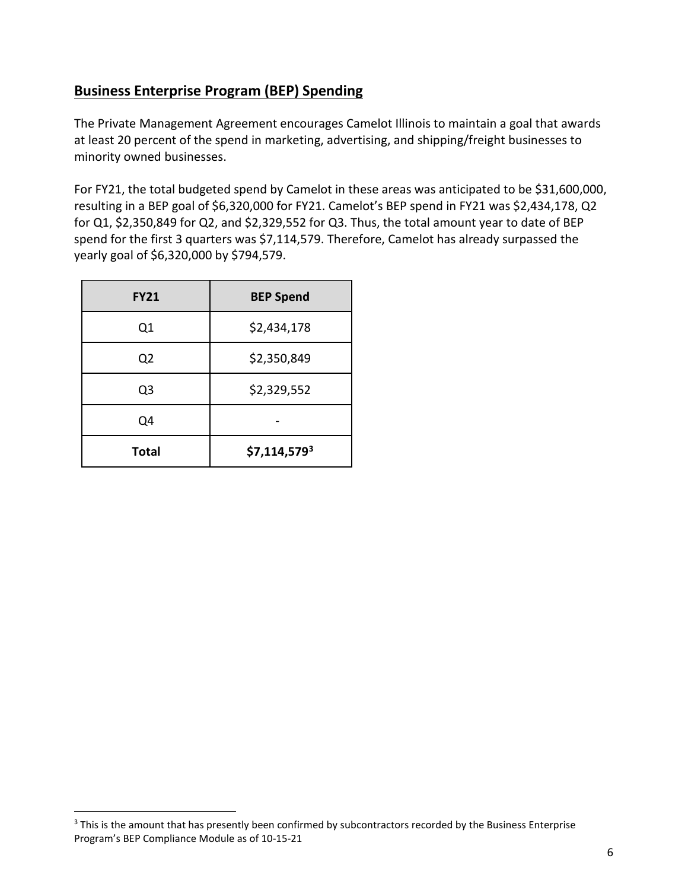## Business Enterprise Program (BEP) Spending

The Private Management Agreement encourages Camelot Illinois to maintain a goal that awards at least 20 percent of the spend in marketing, advertising, and shipping/freight businesses to minority owned businesses.

For FY21, the total budgeted spend by Camelot in these areas was anticipated to be $31,600,000, resulting in a BEP goal of $6,320,000 for FY21. Camelot's BEP spend in FY21 was $2,434,178, Q2 for Q1, $2,350,849 for Q2, and $2,329,552 for Q3. Thus, the total amount year to date of BEP spend for the first 3 quarters was $7,114,579. Therefore, Camelot has already surpassed the yearly goal of $6,320,000 by $794,579.

| FY21 | BEP Spend |
|---|---|
| Q1 | $2,434,178 |
| Q2 | $2,350,849 |
| Q3 | $2,329,552 |
| Q4 | - |
| **Total** | **$7,114,579**[3] |

[3] This is the amount that has presently been confirmed by subcontractors recorded by the Business Enterprise Program's BEP Compliance Module as of 10-15-21